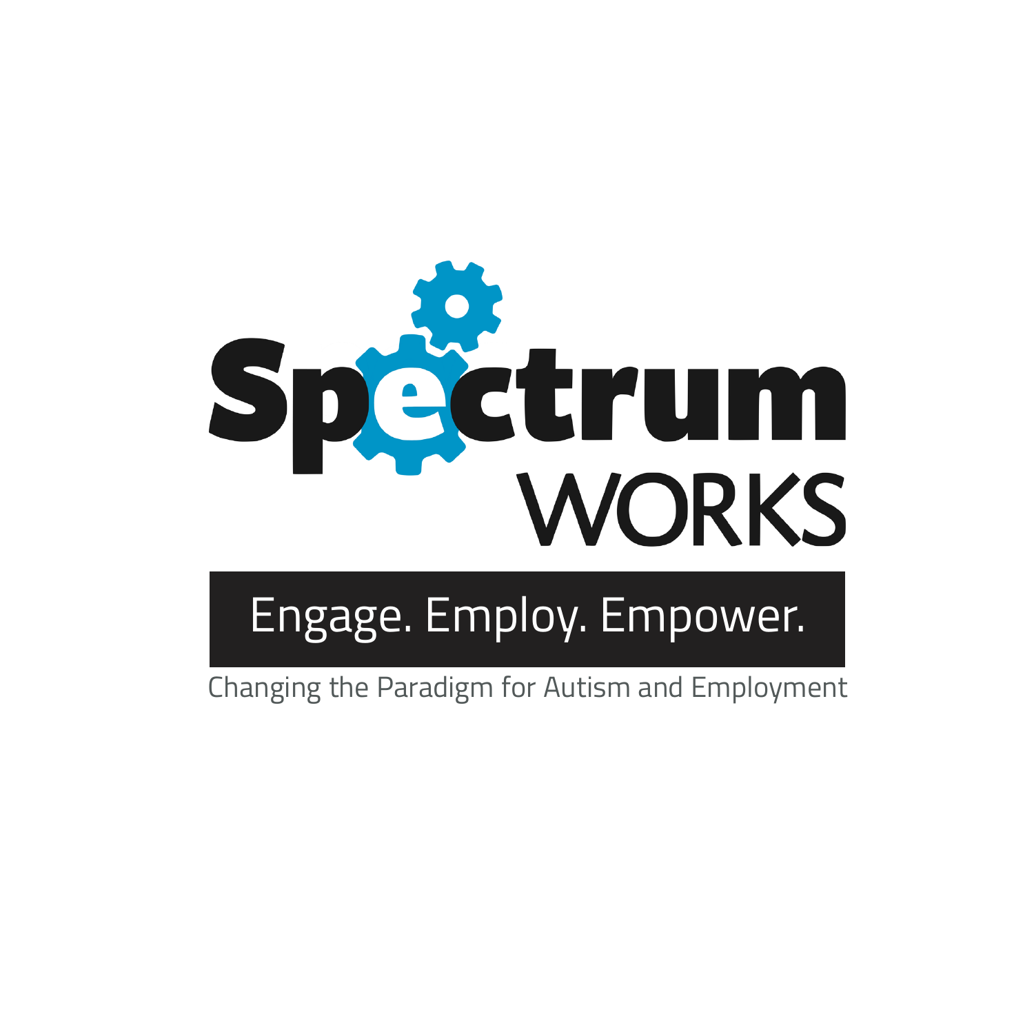# Spectrum WORKS

**Engage. Employ. Empower.**

Changing the Paradigm for Autism and Employment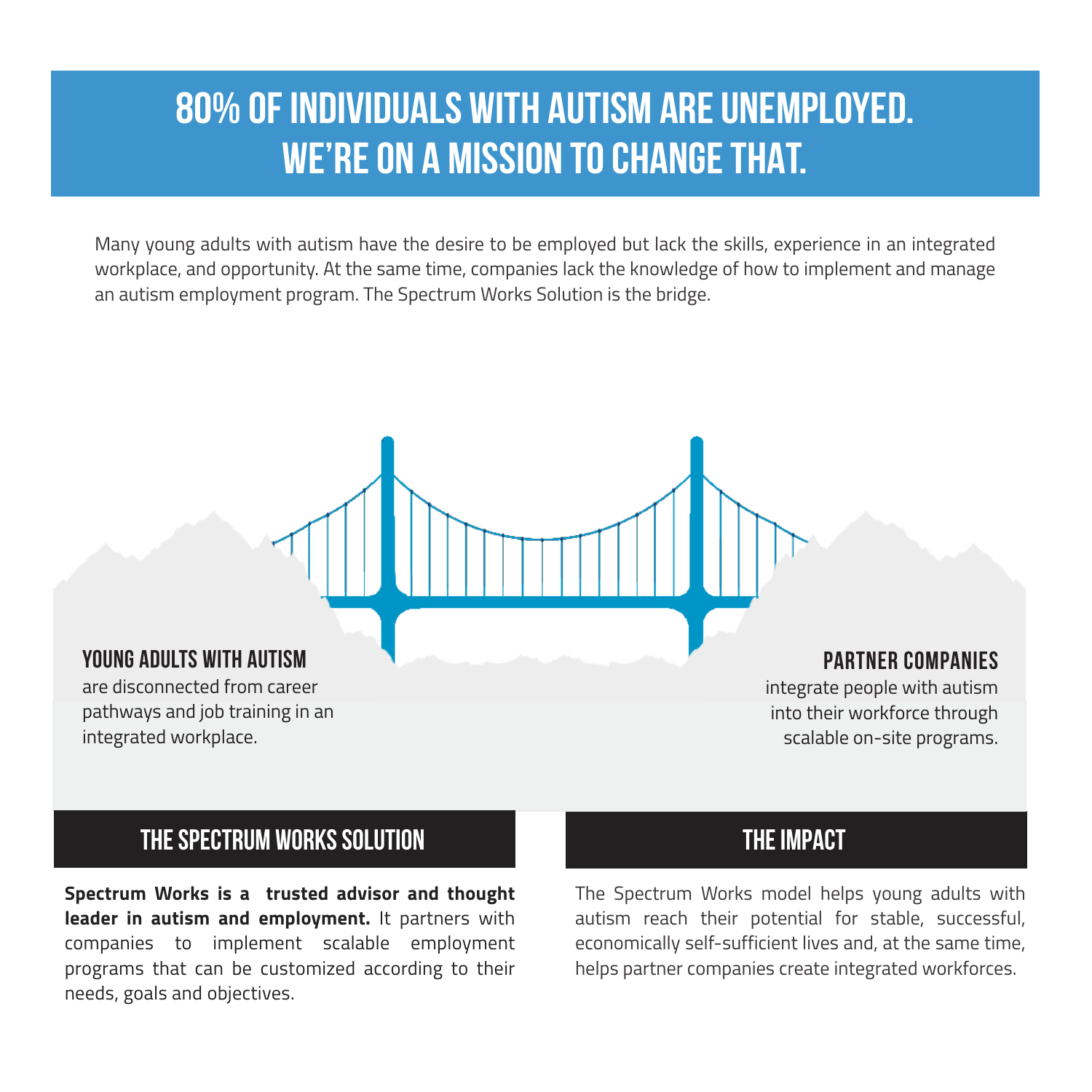# 80% OF INDIVIDUALS WITH AUTISM ARE UNEMPLOYED. WE'RE ON A MISSION TO CHANGE THAT.

Many young adults with autism have the desire to be employed but lack the skills, experience in an integrated workplace, and opportunity. At the same time, companies lack the knowledge of how to implement and manage an autism employment program. The Spectrum Works Solution is the bridge.

### YOUNG ADULTS WITH AUTISM

are disconnected from career pathways and job training in an integrated workplace.

### PARTNER COMPANIES

integrate people with autism into their workforce through scalable on-site programs.

## THE SPECTRUM WORKS SOLUTION

**Spectrum Works is a trusted advisor and thought leader in autism and employment.** It partners with companies to implement scalable employment programs that can be customized according to their needs, goals and objectives.

## THE IMPACT

The Spectrum Works model helps young adults with autism reach their potential for stable, successful, economically self-sufficient lives and, at the same time, helps partner companies create integrated workforces.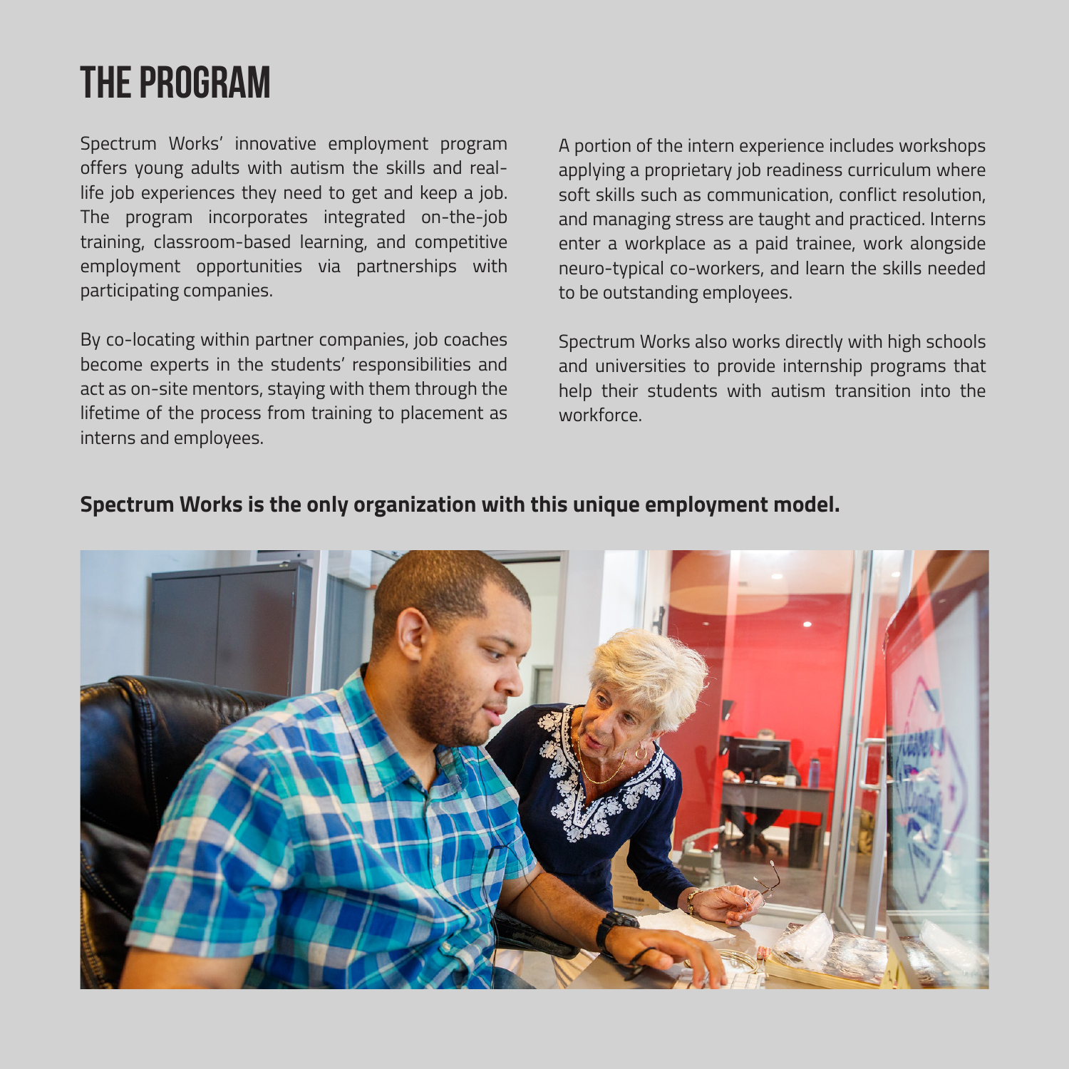# THE PROGRAM

Spectrum Works' innovative employment program offers young adults with autism the skills and real-life job experiences they need to get and keep a job. The program incorporates integrated on-the-job training, classroom-based learning, and competitive employment opportunities via partnerships with participating companies.

By co-locating within partner companies, job coaches become experts in the students' responsibilities and act as on-site mentors, staying with them through the lifetime of the process from training to placement as interns and employees.

A portion of the intern experience includes workshops applying a proprietary job readiness curriculum where soft skills such as communication, conflict resolution, and managing stress are taught and practiced. Interns enter a workplace as a paid trainee, work alongside neuro-typical co-workers, and learn the skills needed to be outstanding employees.

Spectrum Works also works directly with high schools and universities to provide internship programs that help their students with autism transition into the workforce.

**Spectrum Works is the only organization with this unique employment model.**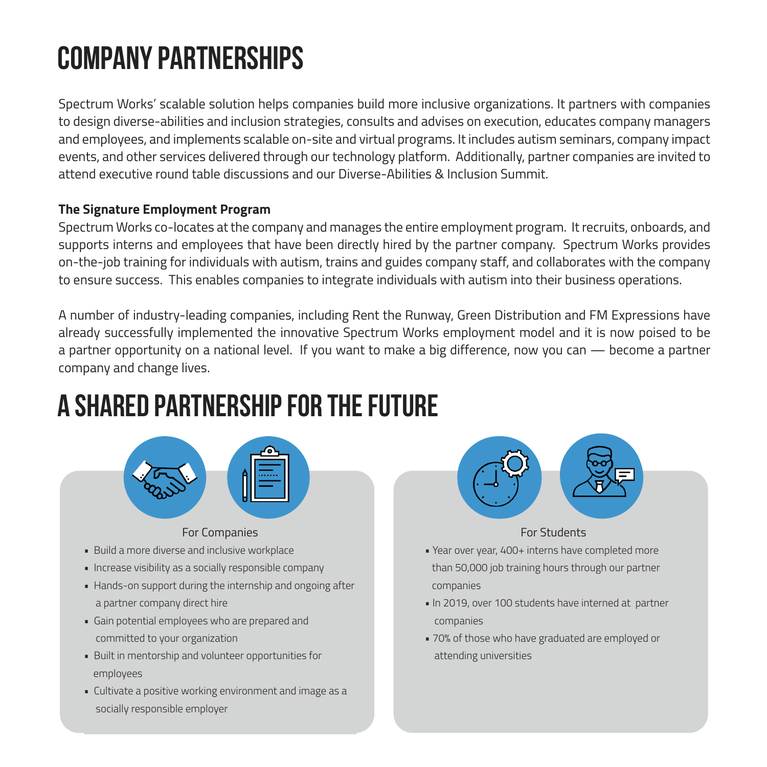# COMPANY PARTNERSHIPS

Spectrum Works' scalable solution helps companies build more inclusive organizations. It partners with companies to design diverse-abilities and inclusion strategies, consults and advises on execution, educates company managers and employees, and implements scalable on-site and virtual programs. It includes autism seminars, company impact events, and other services delivered through our technology platform. Additionally, partner companies are invited to attend executive round table discussions and our Diverse-Abilities & Inclusion Summit.

**The Signature Employment Program**

Spectrum Works co-locates at the company and manages the entire employment program. It recruits, onboards, and supports interns and employees that have been directly hired by the partner company. Spectrum Works provides on-the-job training for individuals with autism, trains and guides company staff, and collaborates with the company to ensure success. This enables companies to integrate individuals with autism into their business operations.

A number of industry-leading companies, including Rent the Runway, Green Distribution and FM Expressions have already successfully implemented the innovative Spectrum Works employment model and it is now poised to be a partner opportunity on a national level. If you want to make a big difference, now you can — become a partner company and change lives.

# A SHARED PARTNERSHIP FOR THE FUTURE

For Companies

- Build a more diverse and inclusive workplace
- Increase visibility as a socially responsible company
- Hands-on support during the internship and ongoing after a partner company direct hire
- Gain potential employees who are prepared and committed to your organization
- Built in mentorship and volunteer opportunities for employees
- Cultivate a positive working environment and image as a socially responsible employer

For Students

- Year over year, 400+ interns have completed more than 50,000 job training hours through our partner companies
- In 2019, over 100 students have interned at partner companies
- 70% of those who have graduated are employed or attending universities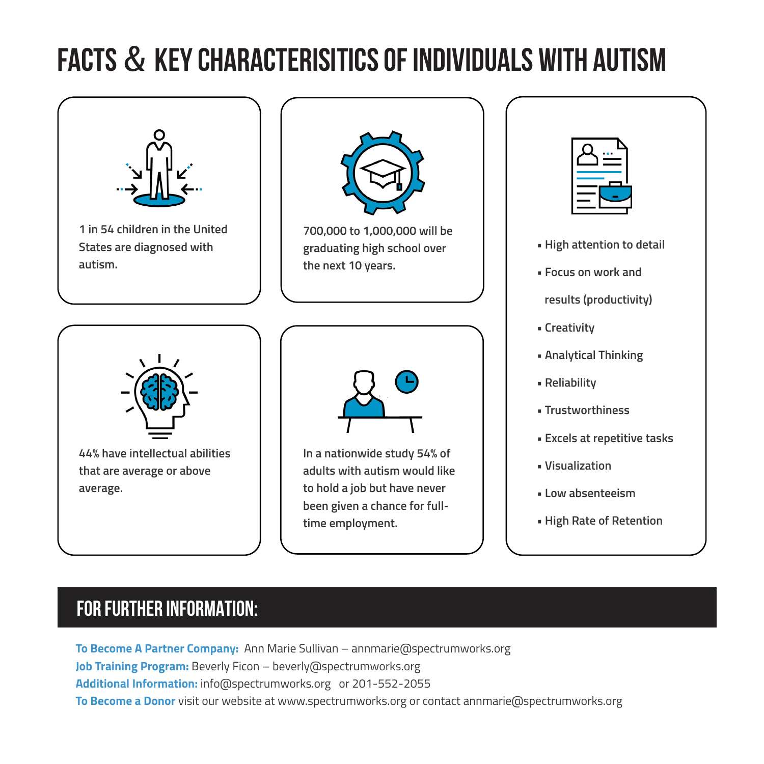# FACTS & KEY CHARACTERISITICS OF INDIVIDUALS WITH AUTISM

1 in 54 children in the United States are diagnosed with autism.

700,000 to 1,000,000 will be graduating high school over the next 10 years.

44% have intellectual abilities that are average or above average.

In a nationwide study 54% of adults with autism would like to hold a job but have never been given a chance for full-time employment.

- High attention to detail
- Focus on work and results (productivity)
- Creativity
- Analytical Thinking
- Reliability
- Trustworthiness
- Excels at repetitive tasks
- Visualization
- Low absenteeism
- High Rate of Retention

## FOR FURTHER INFORMATION:

**To Become A Partner Company:** Ann Marie Sullivan – annmarie@spectrumworks.org
**Job Training Program:** Beverly Ficon – beverly@spectrumworks.org
**Additional Information:** info@spectrumworks.org or 201-552-2055
**To Become a Donor** visit our website at www.spectrumworks.org or contact annmarie@spectrumworks.org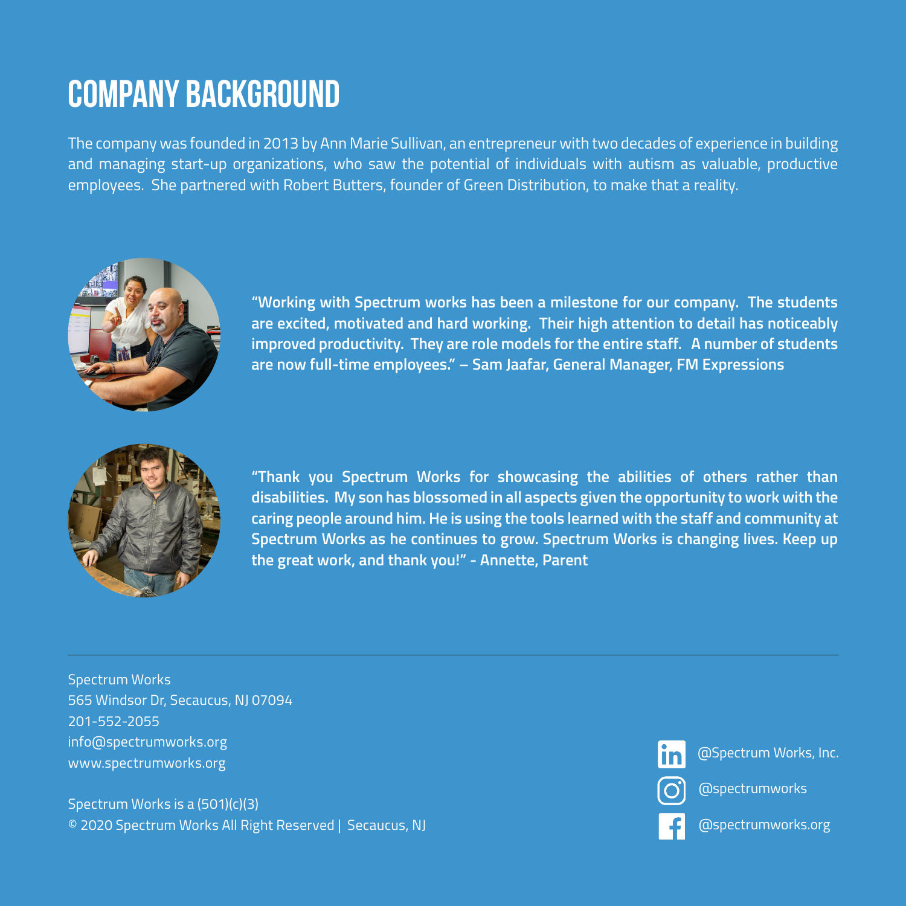# COMPANY BACKGROUND

The company was founded in 2013 by Ann Marie Sullivan, an entrepreneur with two decades of experience in building and managing start-up organizations, who saw the potential of individuals with autism as valuable, productive employees. She partnered with Robert Butters, founder of Green Distribution, to make that a reality.

**"Working with Spectrum works has been a milestone for our company. The students are excited, motivated and hard working. Their high attention to detail has noticeably improved productivity. They are role models for the entire staff. A number of students are now full-time employees." – Sam Jaafar, General Manager, FM Expressions**

**"Thank you Spectrum Works for showcasing the abilities of others rather than disabilities. My son has blossomed in all aspects given the opportunity to work with the caring people around him. He is using the tools learned with the staff and community at Spectrum Works as he continues to grow. Spectrum Works is changing lives. Keep up the great work, and thank you!" - Annette, Parent**

---

Spectrum Works
565 Windsor Dr, Secaucus, NJ 07094
201-552-2055
info@spectrumworks.org
www.spectrumworks.org

Spectrum Works is a (501)(c)(3)
© 2020 Spectrum Works All Right Reserved | Secaucus, NJ

@Spectrum Works, Inc.
@spectrumworks
@spectrumworks.org